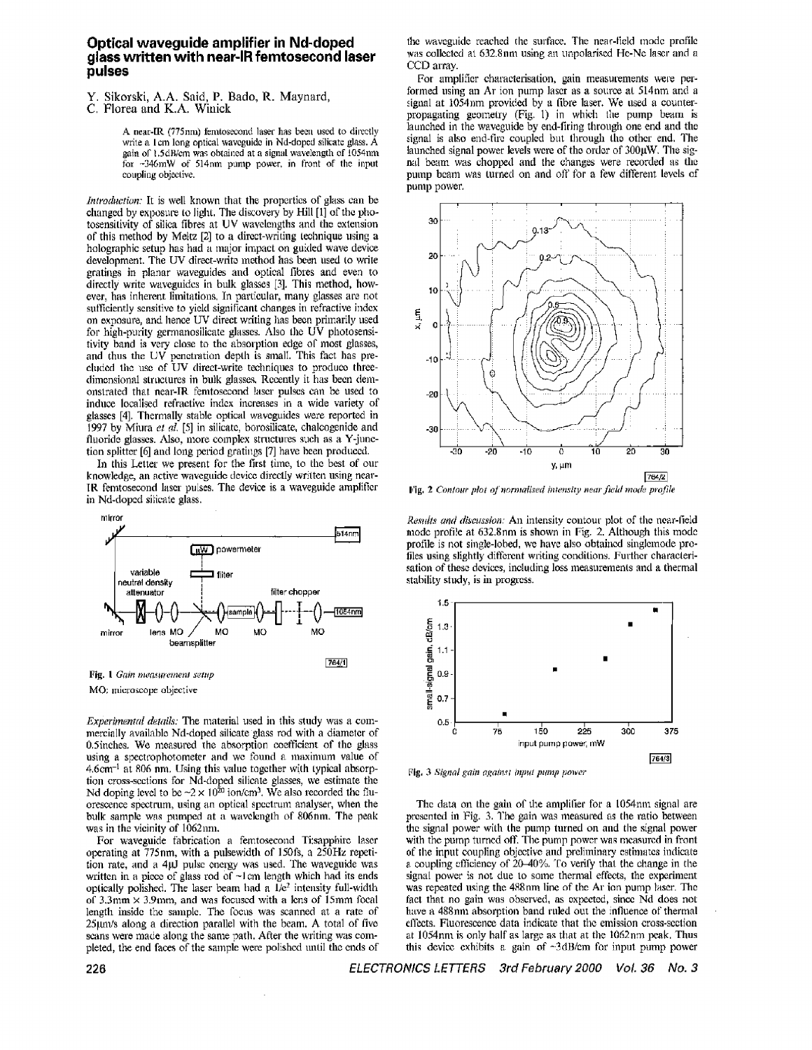# Optical waveguide amplifier in Nd-doped glass written with near-IR femtosecond laser pulses

Y. Sikorski, A.A. Said, P. Bado, R. Maynard, C. Florea and K.A. Winick

> A near-IR (775nm) femtosecond laser has been used to directly write a 1cm long optical waveguide in Nd-doped silicate glass. A gain of 1.5dB/cm was obtained at a signal wavelength of 1054nm for ~346mW of 514nm pump power, in front of the input coupling objective.

*Introduction:* It is well known that the properties of glass can be changed by exposure to light. The discovery by Hill [1] of the photosensitivity of silica fibres at UV wavelengths and the extension of this method by Meltz [2] to a direct-writing technique using a holographic setup has had a major impact on guided wave device development. The UV direct-write method has been used to write gratings in planar waveguides and optical fibres and even to directly write waveguides in bulk glasses [3]. This method, however, has inherent limitations. In particular, many glasses are not sufficiently sensitive to yield significant changes in refractive index on exposure, and hence UV direct writing has been primarily used for high-purity germanosilicate glasses. Also the UV photosensitivity band is very close to the absorption edge of most glasses, and thus the UV penetration depth is small. This fact has precluded the use of UV direct-write techniques to produce three-dimensional structures in bulk glasses. Recently it has been demonstrated that near-IR femtosecond laser pulses can be used to induce localised refractive index increases in a wide variety of glasses [4]. Thermally stable optical waveguides were reported in 1997 by Miura *et al.* [5] in silicate, borosilicate, chalcogenide and fluoride glasses. Also, more complex structures such as a Y-junction splitter [6] and long period gratings [7] have been produced.

In this Letter we present for the first time, to the best of our knowledge, an active waveguide device directly written using near-IR femtosecond laser pulses. The device is a waveguide amplifier in Nd-doped silicate glass.

mirror
514nm
μW powermeter
variable neutral density attenuator
filter
filter chopper
sample
1054nm
mirror lens MO MO MO MO
beamsplitter
764/1

**Fig. 1** *Gain measurement setup*
MO: microscope objective

*Experimental details:* The material used in this study was a commercially available Nd-doped silicate glass rod with a diameter of 0.5inches. We measured the absorption coefficient of the glass using a spectrophotometer and we found a maximum value of $4.6cm^{-1}$ at 806 nm. Using this value together with typical absorption cross-sections for Nd-doped silicate glasses, we estimate the Nd doping level to be $\sim 2 \times 10^{20}$ ion/$cm^3$. We also recorded the fluorescence spectrum, using an optical spectrum analyser, when the bulk sample was pumped at a wavelength of 806nm. The peak was in the vicinity of 1062nm.

For waveguide fabrication a femtosecond Ti:sapphire laser operating at 775nm, with a pulsewidth of 150fs, a 250Hz repetition rate, and a 4μJ pulse energy was used. The waveguide was written in a piece of glass rod of ~1cm length which had its ends optically polished. The laser beam had a $1/e^2$ intensity full-width of 3.3mm × 3.9mm, and was focused with a lens of 15mm focal length inside the sample. The focus was scanned at a rate of 25μm/s along a direction parallel with the beam. A total of five scans were made along the same path. After the writing was completed, the end faces of the sample were polished until the ends of the waveguide reached the surface. The near-field mode profile was collected at 632.8nm using an unpolarised He-Ne laser and a CCD array.

For amplifier characterisation, gain measurements were performed using an Ar ion pump laser as a source at 514nm and a signal at 1054nm provided by a fibre laser. We used a counter-propagating geometry (Fig. 1) in which the pump beam is launched in the waveguide by end-firing through one end and the signal is also end-fire coupled but through the other end. The launched signal power levels were of the order of 300μW. The signal beam was chopped and the changes were recorded as the pump beam was turned on and off for a few different levels of pump power.

30
20
10
x, μm
0
-10
-20
-30
-30 -20 -10 0 10 20 30
y, μm
0.13
0.2
0.6
0.9
764/2

**Fig. 2** *Contour plot of normalised intensity near field mode profile*

*Results and discussion:* An intensity contour plot of the near-field mode profile at 632.8nm is shown in Fig. 2. Although this mode profile is not single-lobed, we have also obtained singlemode profiles using slightly different writing conditions. Further characterisation of these devices, including loss measurements and a thermal stability study, is in progress.

small-signal gain, dB/cm
1.5
1.3
1.1
0.9
0.7
0.5
0 75 150 225 300 375
input pump power, mW
764/3

**Fig. 3** *Signal gain against input pump power*

The data on the gain of the amplifier for a 1054nm signal are presented in Fig. 3. The gain was measured as the ratio between the signal power with the pump turned on and the signal power with the pump turned off. The pump power was measured in front of the input coupling objective and preliminary estimates indicate a coupling efficiency of 20–40%. To verify that the change in the signal power is not due to some thermal effects, the experiment was repeated using the 488nm line of the Ar ion pump laser. The fact that no gain was observed, as expected, since Nd does not have a 488nm absorption band ruled out the influence of thermal effects. Fluorescence data indicate that the emission cross-section at 1054nm is only half as large as that at the 1062nm peak. Thus this device exhibits a gain of ~3dB/cm for input pump power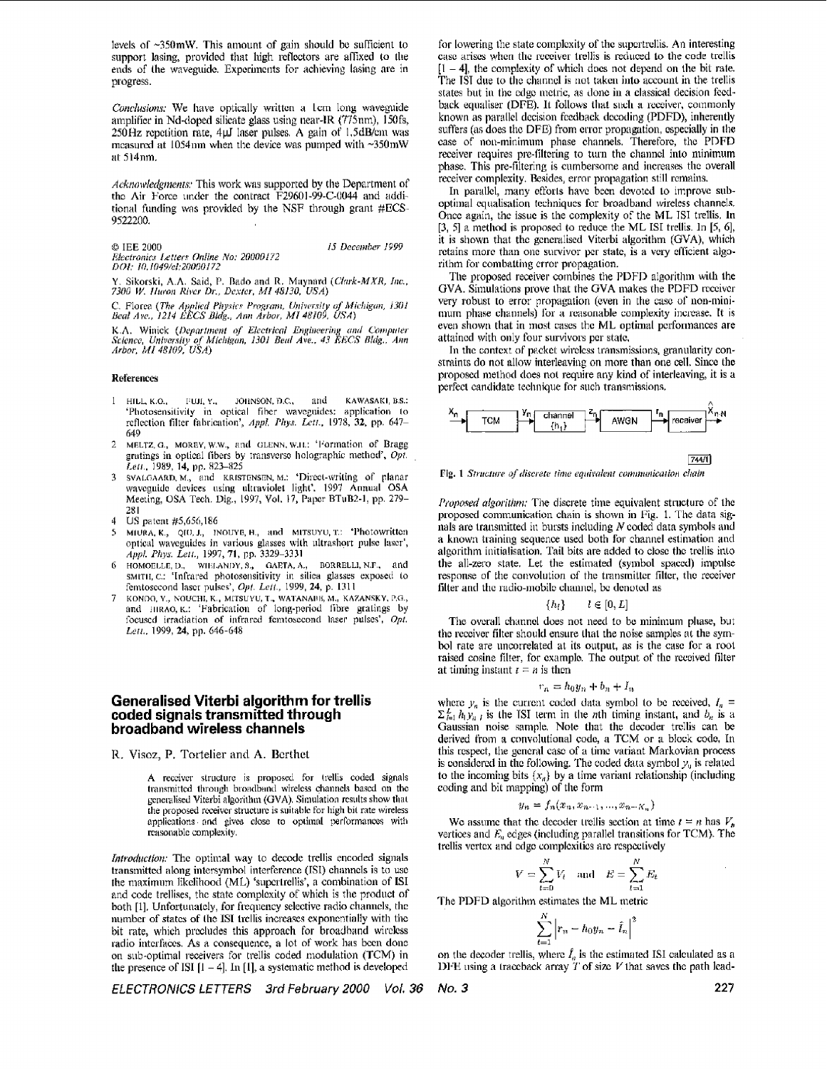levels of ~350mW. This amount of gain should be sufficient to support lasing, provided that high reflectors are affixed to the ends of the waveguide. Experiments for achieving lasing are in progress.

*Conclusions:* We have optically written a 1cm long waveguide amplifier in Nd-doped silicate glass using near-IR (775nm), 150fs, 250Hz repetition rate, 4μJ laser pulses. A gain of 1.5dB/cm was measured at 1054nm when the device was pumped with ~350mW at 514nm.

*Acknowledgments:* This work was supported by the Department of the Air Force under the contract F29601-99-C-0044 and additional funding was provided by the NSF through grant #ECS-9522200.

© IEE 2000 — 15 December 1999
*Electronics Letters Online No: 20000172*
*DOI: 10.1049/el:20000172*

Y. Sikorski, A.A. Said, P. Bado and R. Maynard (*Clark-MXR, Inc., 7300 W. Huron River Dr., Dexter, MI 48130, USA*)

C. Florea (*The Applied Physics Program, University of Michigan, 1301 Beal Ave., 1214 EECS Bldg., Ann Arbor, MI 48109, USA*)

K.A. Winick (*Department of Electrical Engineering and Computer Science, University of Michigan, 1301 Beal Ave., 43 EECS Bldg., Ann Arbor, MI 48109, USA*)

## References

1. HILL, K.O., FUJI, Y., JOHNSON, D.C., and KAWASAKI, B.S.: 'Photosensitivity in optical fiber waveguides: application to reflection filter fabrication', *Appl. Phys. Lett.*, 1978, **32**, pp. 647–649
2. MELTZ, G., MOREY, W.W., and GLENN, W.H.: 'Formation of Bragg gratings in optical fibers by transverse holographic method', *Opt. Lett.*, 1989, **14**, pp. 823–825
3. SVALGAARD, M., and KRISTENSEN, M.: 'Direct-writing of planar waveguide devices using ultraviolet light'. 1997 Annual OSA Meeting, OSA Tech. Dig., 1997, Vol. 17, Paper BTuB2-1, pp. 279–281
4. US patent #5,656,186
5. MIURA, K., QIU, J., INOUYE, H., and MITSUYU, T.: 'Photowritten optical waveguides in various glasses with ultrashort pulse laser', *Appl. Phys. Lett.*, 1997, **71**, pp. 3329–3331
6. HOMOELLE, D., WIELANDY, S., GAETA, A.A., BORRELLI, N.F., and SMITH, C.: 'Infrared photosensitivity in silica glasses exposed to femtosecond laser pulses', *Opt. Lett.*, 1999, **24**, p. 1311
7. KONDO, Y., NOUCHI, K., MITSUYU, T., WATANABE, M., KAZANSKY, P.G., and HIRAO, K.: 'Fabrication of long-period fibre gratings by focused irradiation of infrared femtosecond laser pulses', *Opt. Lett.*, 1999, **24**, pp. 646–648

# Generalised Viterbi algorithm for trellis coded signals transmitted through broadband wireless channels

R. Visoz, P. Tortelier and A. Berthet

> A receiver structure is proposed for trellis coded signals transmitted through broadband wireless channels based on the generalised Viterbi algorithm (GVA). Simulation results show that the proposed receiver structure is suitable for high bit rate wireless applications and gives close to optimal performances with reasonable complexity.

*Introduction:* The optimal way to decode trellis encoded signals transmitted along intersymbol interference (ISI) channels is to use the maximum likelihood (ML) 'supertrellis', a combination of ISI and code trellises, the state complexity of which is the product of both [1]. Unfortunately, for frequency selective radio channels, the number of states of the ISI trellis increases exponentially with the bit rate, which precludes this approach for broadband wireless radio interfaces. As a consequence, a lot of work has been done on sub-optimal receivers for trellis coded modulation (TCM) in the presence of ISI [1 – 4]. In [1], a systematic method is developed for lowering the state complexity of the supertrellis. An interesting case arises when the receiver trellis is reduced to the code trellis [1 – 4], the complexity of which does not depend on the bit rate. The ISI due to the channel is not taken into account in the trellis states but in the edge metric, as done in a classical decision feedback equaliser (DFE). It follows that such a receiver, commonly known as parallel decision feedback decoding (PDFD), inherently suffers (as does the DFE) from error propagation, especially in the case of non-minimum phase channels. Therefore, the PDFD receiver requires pre-filtering to turn the channel into minimum phase. This pre-filtering is cumbersome and increases the overall receiver complexity. Besides, error propagation still remains.

In parallel, many efforts have been devoted to improve sub-optimal equalisation techniques for broadband wireless channels. Once again, the issue is the complexity of the ML ISI trellis. In [3, 5] a method is proposed to reduce the ML ISI trellis. In [5, 6], it is shown that the generalised Viterbi algorithm (GVA), which retains more than one survivor per state, is a very efficient algorithm for combatting error propagation.

The proposed receiver combines the PDFD algorithm with the GVA. Simulations prove that the GVA makes the PDFD receiver very robust to error propagation (even in the case of non-minimum phase channels) for a reasonable complexity increase. It is even shown that in most cases the ML optimal performances are attained with only four survivors per state.

In the context of packet wireless transmissions, granularity constraints do not allow interleaving on more than one cell. Since the proposed method does not require any kind of interleaving, it is a perfect candidate technique for such transmissions.

$x_n$ → TCM → $y_n$ → channel $\{h_l\}$ → $z_n$ → AWGN → $r_n$ → receiver → $\hat{x}_{n-N}$

744/1

**Fig. 1** *Structure of discrete time equivalent communication chain*

*Proposed algorithm:* The discrete time equivalent structure of the proposed communication chain is shown in Fig. 1. The data signals are transmitted in bursts including $N$ coded data symbols and a known training sequence used both for channel estimation and algorithm initialisation. Tail bits are added to close the trellis into the all-zero state. Let the estimated (symbol spaced) impulse response of the convolution of the transmitter filter, the receiver filter and the radio-mobile channel, be denoted as

$$\{h_l\} \qquad l \in [0, L]$$

The overall channel does not need to be minimum phase, but the receiver filter should ensure that the noise samples at the symbol rate are uncorrelated at its output, as is the case for a root raised cosine filter, for example. The output of the received filter at timing instant $t = n$ is then

$$r_n = h_0 y_n + b_n + I_n$$

where $y_n$ is the current coded data symbol to be received, $I_n = \Sigma_{l=1}^{L} h_l y_{n-l}$ is the ISI term in the $n$th timing instant, and $b_n$ is a Gaussian noise sample. Note that the decoder trellis can be derived from a convolutional code, a TCM or a block code. In this respect, the general case of a time variant Markovian process is considered in the following. The coded data symbol $y_n$ is related to the incoming bits $\{x_n\}$ by a time variant relationship (including coding and bit mapping) of the form

$$y_n = f_n(x_n, x_{n-1}, ..., x_{n-K_n})$$

We assume that the decoder trellis section at time $t = n$ has $V_n$ vertices and $E_n$ edges (including parallel transitions for TCM). The trellis vertex and edge complexities are respectively

$$V = \sum_{t=0}^{N} V_t \quad \text{and} \quad E = \sum_{t=1}^{N} E_t$$

The PDFD algorithm estimates the ML metric

$$\sum_{t=1}^{N} \left| r_n - h_0 y_n - \hat{I}_n \right|^2$$

on the decoder trellis, where $\hat{I}_n$ is the estimated ISI calculated as a DFE using a traceback array $T$ of size $V$ that saves the path lead-